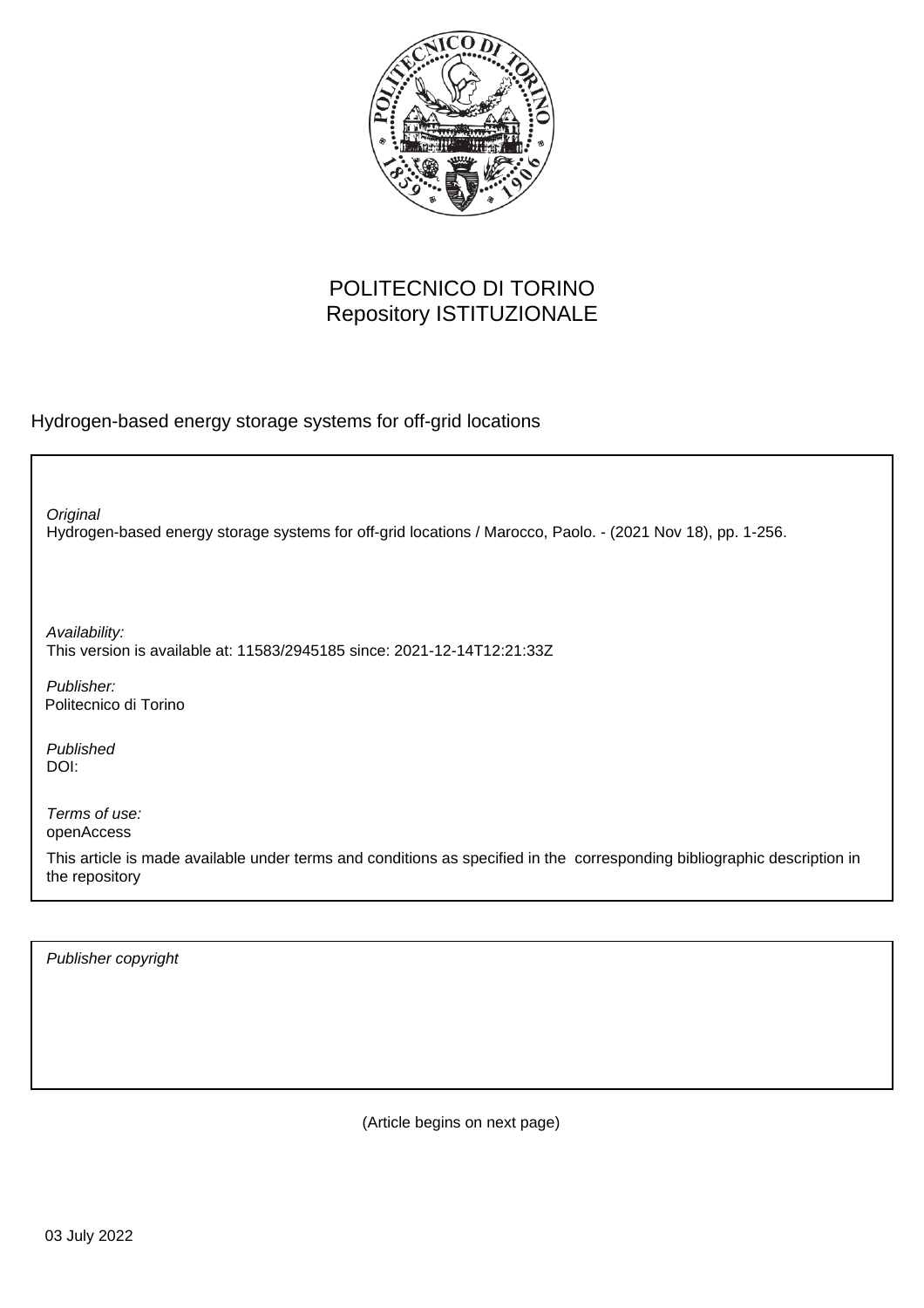POLITECNICO DI TORINO
Repository ISTITUZIONALE

Hydrogen-based energy storage systems for off-grid locations

*Original*
Hydrogen-based energy storage systems for off-grid locations / Marocco, Paolo. - (2021 Nov 18), pp. 1-256.

*Availability:*
This version is available at: 11583/2945185 since: 2021-12-14T12:21:33Z

*Publisher:*
Politecnico di Torino

*Published*
DOI:

*Terms of use:*
openAccess

This article is made available under terms and conditions as specified in the corresponding bibliographic description in the repository

*Publisher copyright*

(Article begins on next page)

03 July 2022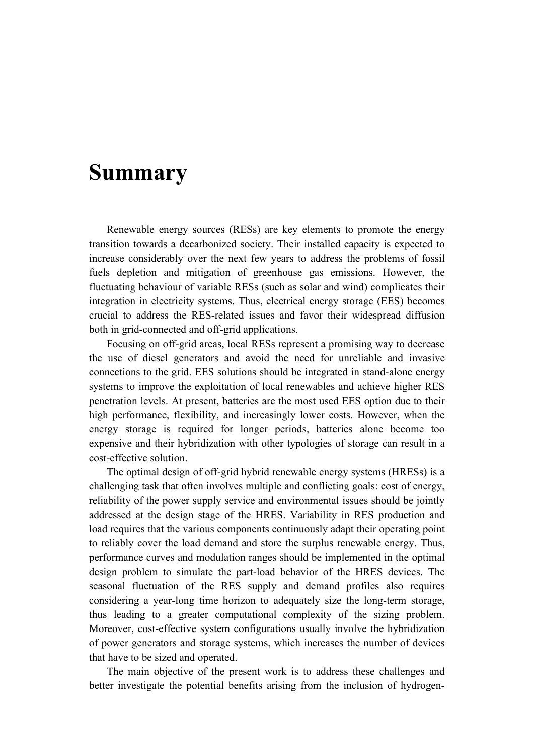# Summary

Renewable energy sources (RESs) are key elements to promote the energy transition towards a decarbonized society. Their installed capacity is expected to increase considerably over the next few years to address the problems of fossil fuels depletion and mitigation of greenhouse gas emissions. However, the fluctuating behaviour of variable RESs (such as solar and wind) complicates their integration in electricity systems. Thus, electrical energy storage (EES) becomes crucial to address the RES-related issues and favor their widespread diffusion both in grid-connected and off-grid applications.

Focusing on off-grid areas, local RESs represent a promising way to decrease the use of diesel generators and avoid the need for unreliable and invasive connections to the grid. EES solutions should be integrated in stand-alone energy systems to improve the exploitation of local renewables and achieve higher RES penetration levels. At present, batteries are the most used EES option due to their high performance, flexibility, and increasingly lower costs. However, when the energy storage is required for longer periods, batteries alone become too expensive and their hybridization with other typologies of storage can result in a cost-effective solution.

The optimal design of off-grid hybrid renewable energy systems (HRESs) is a challenging task that often involves multiple and conflicting goals: cost of energy, reliability of the power supply service and environmental issues should be jointly addressed at the design stage of the HRES. Variability in RES production and load requires that the various components continuously adapt their operating point to reliably cover the load demand and store the surplus renewable energy. Thus, performance curves and modulation ranges should be implemented in the optimal design problem to simulate the part-load behavior of the HRES devices. The seasonal fluctuation of the RES supply and demand profiles also requires considering a year-long time horizon to adequately size the long-term storage, thus leading to a greater computational complexity of the sizing problem. Moreover, cost-effective system configurations usually involve the hybridization of power generators and storage systems, which increases the number of devices that have to be sized and operated.

The main objective of the present work is to address these challenges and better investigate the potential benefits arising from the inclusion of hydrogen-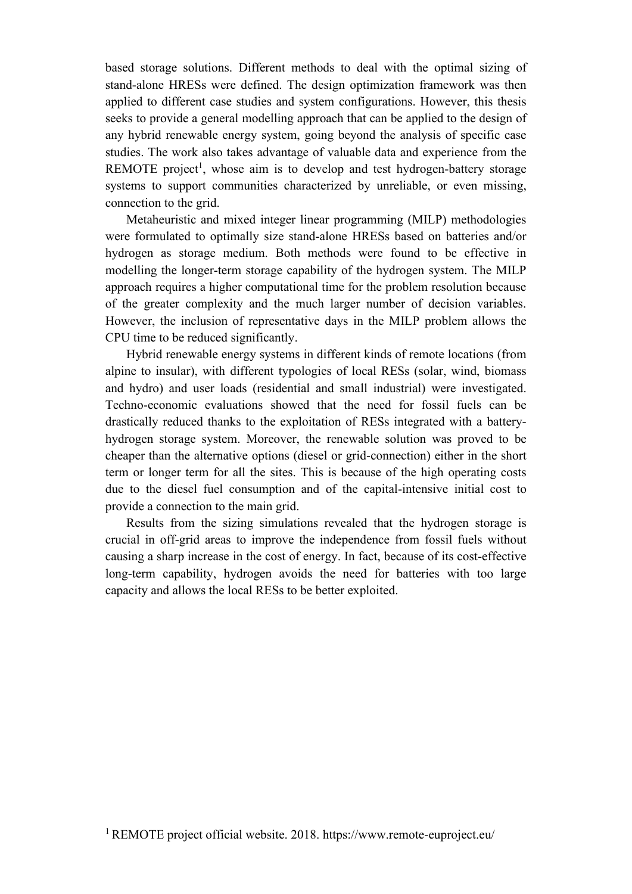based storage solutions. Different methods to deal with the optimal sizing of stand-alone HRESs were defined. The design optimization framework was then applied to different case studies and system configurations. However, this thesis seeks to provide a general modelling approach that can be applied to the design of any hybrid renewable energy system, going beyond the analysis of specific case studies. The work also takes advantage of valuable data and experience from the REMOTE project[1], whose aim is to develop and test hydrogen-battery storage systems to support communities characterized by unreliable, or even missing, connection to the grid.

Metaheuristic and mixed integer linear programming (MILP) methodologies were formulated to optimally size stand-alone HRESs based on batteries and/or hydrogen as storage medium. Both methods were found to be effective in modelling the longer-term storage capability of the hydrogen system. The MILP approach requires a higher computational time for the problem resolution because of the greater complexity and the much larger number of decision variables. However, the inclusion of representative days in the MILP problem allows the CPU time to be reduced significantly.

Hybrid renewable energy systems in different kinds of remote locations (from alpine to insular), with different typologies of local RESs (solar, wind, biomass and hydro) and user loads (residential and small industrial) were investigated. Techno-economic evaluations showed that the need for fossil fuels can be drastically reduced thanks to the exploitation of RESs integrated with a battery-hydrogen storage system. Moreover, the renewable solution was proved to be cheaper than the alternative options (diesel or grid-connection) either in the short term or longer term for all the sites. This is because of the high operating costs due to the diesel fuel consumption and of the capital-intensive initial cost to provide a connection to the main grid.

Results from the sizing simulations revealed that the hydrogen storage is crucial in off-grid areas to improve the independence from fossil fuels without causing a sharp increase in the cost of energy. In fact, because of its cost-effective long-term capability, hydrogen avoids the need for batteries with too large capacity and allows the local RESs to be better exploited.

[1] REMOTE project official website. 2018. https://www.remote-euproject.eu/